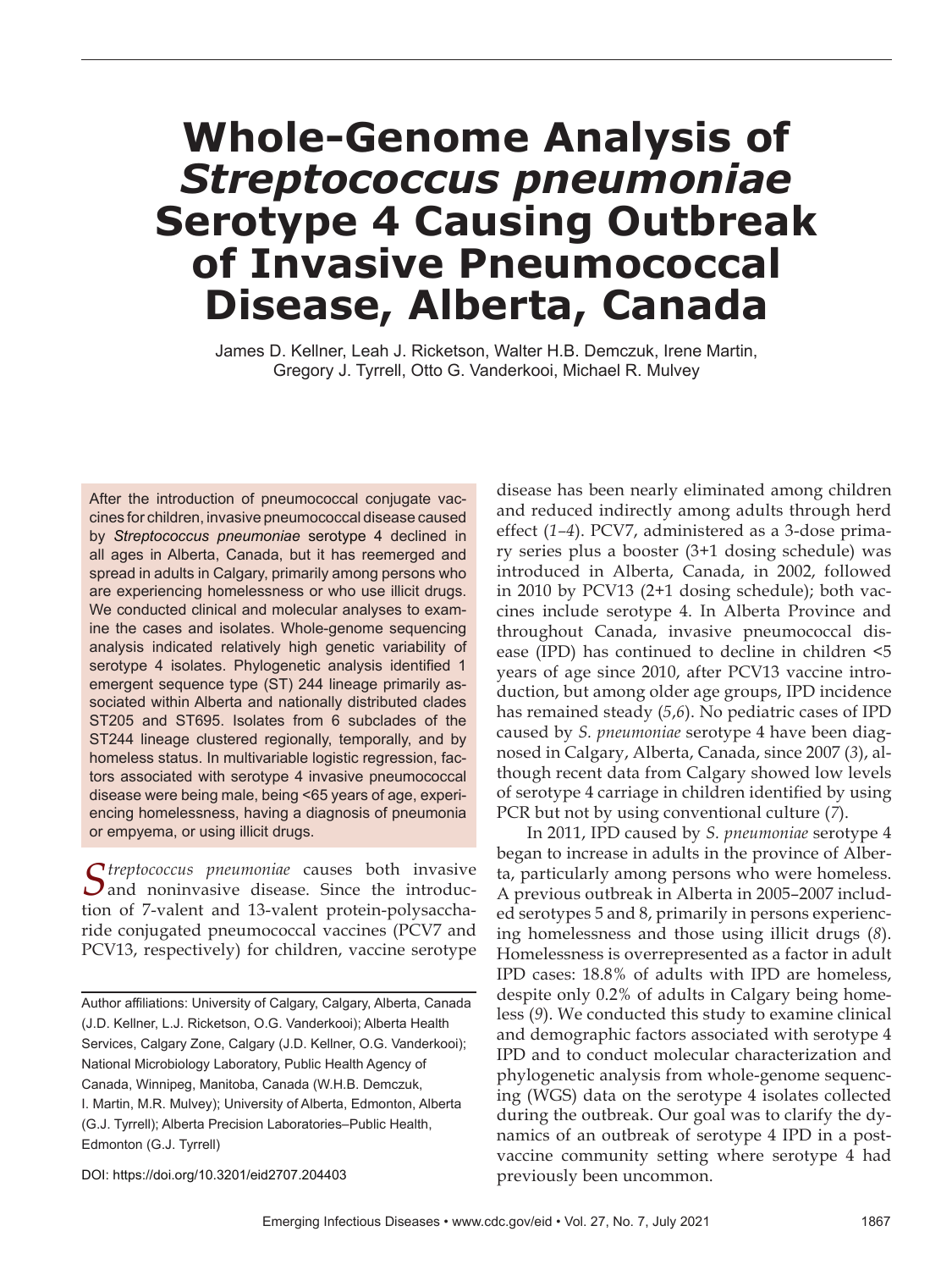# Whole-Genome Analysis of *Streptococcus pneumoniae* Serotype 4 Causing Outbreak of Invasive Pneumococcal Disease, Alberta, Canada

James D. Kellner, Leah J. Ricketson, Walter H.B. Demczuk, Irene Martin, Gregory J. Tyrrell, Otto G. Vanderkooi, Michael R. Mulvey

After the introduction of pneumococcal conjugate vaccines for children, invasive pneumococcal disease caused by *Streptococcus pneumoniae* serotype 4 declined in all ages in Alberta, Canada, but it has reemerged and spread in adults in Calgary, primarily among persons who are experiencing homelessness or who use illicit drugs. We conducted clinical and molecular analyses to examine the cases and isolates. Whole-genome sequencing analysis indicated relatively high genetic variability of serotype 4 isolates. Phylogenetic analysis identified 1 emergent sequence type (ST) 244 lineage primarily associated within Alberta and nationally distributed clades ST205 and ST695. Isolates from 6 subclades of the ST244 lineage clustered regionally, temporally, and by homeless status. In multivariable logistic regression, factors associated with serotype 4 invasive pneumococcal disease were being male, being <65 years of age, experiencing homelessness, having a diagnosis of pneumonia or empyema, or using illicit drugs.

*Streptococcus pneumoniae* causes both invasive and noninvasive disease. Since the introduction of 7-valent and 13-valent protein-polysaccharide conjugated pneumococcal vaccines (PCV7 and PCV13, respectively) for children, vaccine serotype disease has been nearly eliminated among children and reduced indirectly among adults through herd effect (*1*–*4*). PCV7, administered as a 3-dose primary series plus a booster (3+1 dosing schedule) was introduced in Alberta, Canada, in 2002, followed in 2010 by PCV13 (2+1 dosing schedule); both vaccines include serotype 4. In Alberta Province and throughout Canada, invasive pneumococcal disease (IPD) has continued to decline in children <5 years of age since 2010, after PCV13 vaccine introduction, but among older age groups, IPD incidence has remained steady (*5*,*6*). No pediatric cases of IPD caused by *S. pneumoniae* serotype 4 have been diagnosed in Calgary, Alberta, Canada, since 2007 (*3*), although recent data from Calgary showed low levels of serotype 4 carriage in children identified by using PCR but not by using conventional culture (*7*).

In 2011, IPD caused by *S. pneumoniae* serotype 4 began to increase in adults in the province of Alberta, particularly among persons who were homeless. A previous outbreak in Alberta in 2005–2007 included serotypes 5 and 8, primarily in persons experiencing homelessness and those using illicit drugs (*8*). Homelessness is overrepresented as a factor in adult IPD cases: 18.8% of adults with IPD are homeless, despite only 0.2% of adults in Calgary being homeless (*9*). We conducted this study to examine clinical and demographic factors associated with serotype 4 IPD and to conduct molecular characterization and phylogenetic analysis from whole-genome sequencing (WGS) data on the serotype 4 isolates collected during the outbreak. Our goal was to clarify the dynamics of an outbreak of serotype 4 IPD in a postvaccine community setting where serotype 4 had previously been uncommon.

Author affiliations: University of Calgary, Calgary, Alberta, Canada (J.D. Kellner, L.J. Ricketson, O.G. Vanderkooi); Alberta Health Services, Calgary Zone, Calgary (J.D. Kellner, O.G. Vanderkooi); National Microbiology Laboratory, Public Health Agency of Canada, Winnipeg, Manitoba, Canada (W.H.B. Demczuk, I. Martin, M.R. Mulvey); University of Alberta, Edmonton, Alberta (G.J. Tyrrell); Alberta Precision Laboratories–Public Health, Edmonton (G.J. Tyrrell)

DOI: https://doi.org/10.3201/eid2707.204403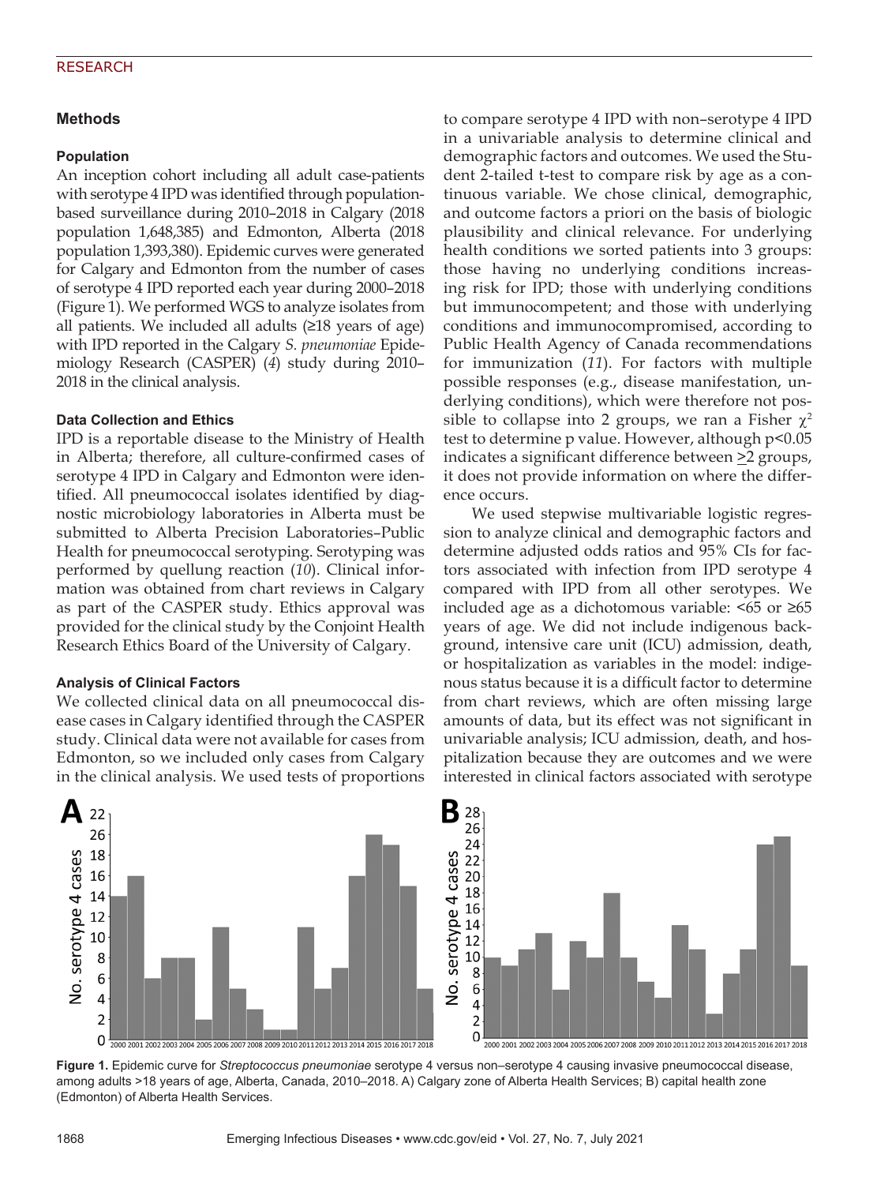## Methods

### Population

An inception cohort including all adult case-patients with serotype 4 IPD was identified through population-based surveillance during 2010–2018 in Calgary (2018 population 1,648,385) and Edmonton, Alberta (2018 population 1,393,380). Epidemic curves were generated for Calgary and Edmonton from the number of cases of serotype 4 IPD reported each year during 2000–2018 (Figure 1). We performed WGS to analyze isolates from all patients. We included all adults (≥18 years of age) with IPD reported in the Calgary *S. pneumoniae* Epidemiology Research (CASPER) (*4*) study during 2010–2018 in the clinical analysis.

### Data Collection and Ethics

IPD is a reportable disease to the Ministry of Health in Alberta; therefore, all culture-confirmed cases of serotype 4 IPD in Calgary and Edmonton were identified. All pneumococcal isolates identified by diagnostic microbiology laboratories in Alberta must be submitted to Alberta Precision Laboratories–Public Health for pneumococcal serotyping. Serotyping was performed by quellung reaction (*10*). Clinical information was obtained from chart reviews in Calgary as part of the CASPER study. Ethics approval was provided for the clinical study by the Conjoint Health Research Ethics Board of the University of Calgary.

### Analysis of Clinical Factors

We collected clinical data on all pneumococcal disease cases in Calgary identified through the CASPER study. Clinical data were not available for cases from Edmonton, so we included only cases from Calgary in the clinical analysis. We used tests of proportions to compare serotype 4 IPD with non–serotype 4 IPD in a univariable analysis to determine clinical and demographic factors and outcomes. We used the Student 2-tailed t-test to compare risk by age as a continuous variable. We chose clinical, demographic, and outcome factors a priori on the basis of biologic plausibility and clinical relevance. For underlying health conditions we sorted patients into 3 groups: those having no underlying conditions increasing risk for IPD; those with underlying conditions but immunocompetent; and those with underlying conditions and immunocompromised, according to Public Health Agency of Canada recommendations for immunization (*11*). For factors with multiple possible responses (e.g., disease manifestation, underlying conditions), which were therefore not possible to collapse into 2 groups, we ran a Fisher $\chi^2$ test to determine p value. However, although $p<0.05$ indicates a significant difference between ≥2 groups, it does not provide information on where the difference occurs.

We used stepwise multivariable logistic regression to analyze clinical and demographic factors and determine adjusted odds ratios and 95% CIs for factors associated with infection from IPD serotype 4 compared with IPD from all other serotypes. We included age as a dichotomous variable: <65 or ≥65 years of age. We did not include indigenous background, intensive care unit (ICU) admission, death, or hospitalization as variables in the model: indigenous status because it is a difficult factor to determine from chart reviews, which are often missing large amounts of data, but its effect was not significant in univariable analysis; ICU admission, death, and hospitalization because they are outcomes and we were interested in clinical factors associated with serotype

**Figure 1.** Epidemic curve for *Streptococcus pneumoniae* serotype 4 versus non–serotype 4 causing invasive pneumococcal disease, among adults >18 years of age, Alberta, Canada, 2010–2018. A) Calgary zone of Alberta Health Services; B) capital health zone (Edmonton) of Alberta Health Services.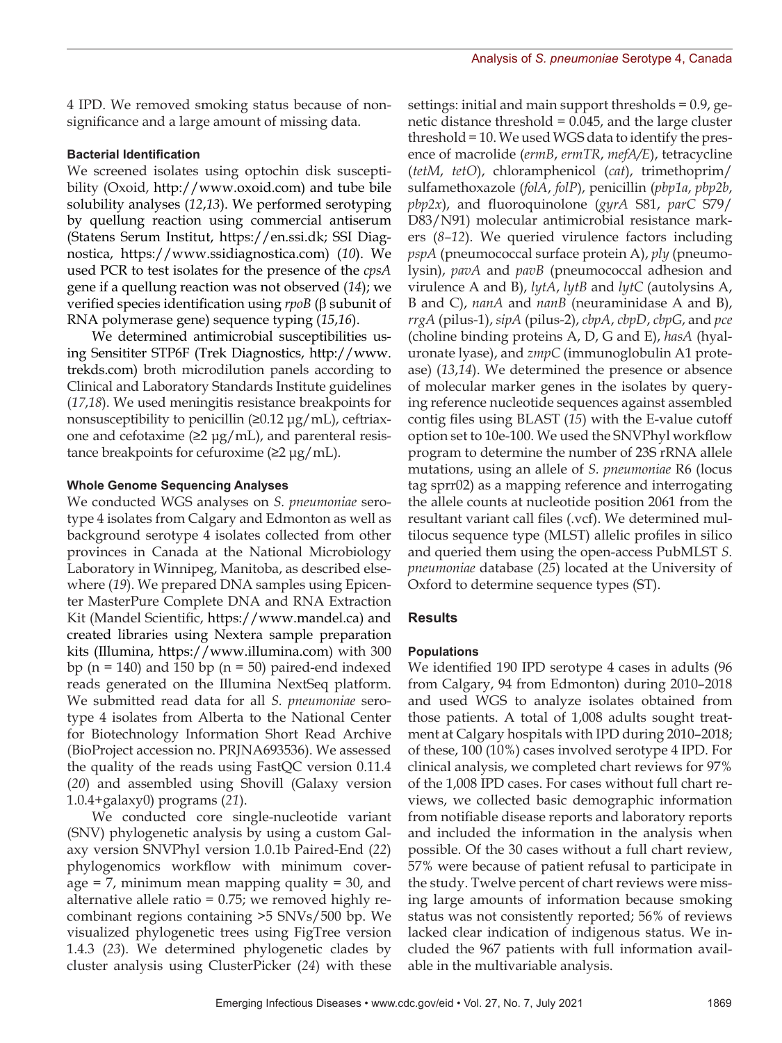4 IPD. We removed smoking status because of nonsignificance and a large amount of missing data.

### Bacterial Identification

We screened isolates using optochin disk susceptibility (Oxoid, http://www.oxoid.com) and tube bile solubility analyses (*12*,*13*). We performed serotyping by quellung reaction using commercial antiserum (Statens Serum Institut, https://en.ssi.dk; SSI Diagnostica, https://www.ssidiagnostica.com) (*10*). We used PCR to test isolates for the presence of the *cpsA* gene if a quellung reaction was not observed (*14*); we verified species identification using *rpoB* (β subunit of RNA polymerase gene) sequence typing (*15*,*16*).

We determined antimicrobial susceptibilities using Sensititer STP6F (Trek Diagnostics, http://www.trekds.com) broth microdilution panels according to Clinical and Laboratory Standards Institute guidelines (*17*,*18*). We used meningitis resistance breakpoints for nonsusceptibility to penicillin (≥0.12 μg/mL), ceftriaxone and cefotaxime (≥2 μg/mL), and parenteral resistance breakpoints for cefuroxime (≥2 μg/mL).

### Whole Genome Sequencing Analyses

We conducted WGS analyses on *S. pneumoniae* serotype 4 isolates from Calgary and Edmonton as well as background serotype 4 isolates collected from other provinces in Canada at the National Microbiology Laboratory in Winnipeg, Manitoba, as described elsewhere (*19*). We prepared DNA samples using Epicenter MasterPure Complete DNA and RNA Extraction Kit (Mandel Scientific, https://www.mandel.ca) and created libraries using Nextera sample preparation kits (Illumina, https://www.illumina.com) with 300 bp (n = 140) and 150 bp (n = 50) paired-end indexed reads generated on the Illumina NextSeq platform. We submitted read data for all *S. pneumoniae* serotype 4 isolates from Alberta to the National Center for Biotechnology Information Short Read Archive (BioProject accession no. PRJNA693536). We assessed the quality of the reads using FastQC version 0.11.4 (*20*) and assembled using Shovill (Galaxy version 1.0.4+galaxy0) programs (*21*).

We conducted core single-nucleotide variant (SNV) phylogenetic analysis by using a custom Galaxy version SNVPhyl version 1.0.1b Paired-End (*22*) phylogenomics workflow with minimum coverage = 7, minimum mean mapping quality = 30, and alternative allele ratio = 0.75; we removed highly recombinant regions containing >5 SNVs/500 bp. We visualized phylogenetic trees using FigTree version 1.4.3 (*23*). We determined phylogenetic clades by cluster analysis using ClusterPicker (*24*) with these settings: initial and main support thresholds = 0.9, genetic distance threshold = 0.045, and the large cluster threshold = 10. We used WGS data to identify the presence of macrolide (*ermB*, *ermTR*, *mefA/E*), tetracycline (*tetM*, *tetO*), chloramphenicol (*cat*), trimethoprim/sulfamethoxazole (*folA*, *folP*), penicillin (*pbp1a*, *pbp2b*, *pbp2x*), and fluoroquinolone (*gyrA* S81, *parC* S79/D83/N91) molecular antimicrobial resistance markers (*8*–*12*). We queried virulence factors including *pspA* (pneumococcal surface protein A), *ply* (pneumolysin), *pavA* and *pavB* (pneumococcal adhesion and virulence A and B), *lytA*, *lytB* and *lytC* (autolysins A, B and C), *nanA* and *nanB* (neuraminidase A and B), *rrgA* (pilus-1), *sipA* (pilus-2), *cbpA*, *cbpD*, *cbpG*, and *pce* (choline binding proteins A, D, G and E), *hasA* (hyaluronate lyase), and *zmpC* (immunoglobulin A1 protease) (*13*,*14*). We determined the presence or absence of molecular marker genes in the isolates by querying reference nucleotide sequences against assembled contig files using BLAST (*15*) with the E-value cutoff option set to 10e-100. We used the SNVPhyl workflow program to determine the number of 23S rRNA allele mutations, using an allele of *S. pneumoniae* R6 (locus tag sprr02) as a mapping reference and interrogating the allele counts at nucleotide position 2061 from the resultant variant call files (.vcf). We determined multilocus sequence type (MLST) allelic profiles in silico and queried them using the open-access PubMLST *S. pneumoniae* database (*25*) located at the University of Oxford to determine sequence types (ST).

## Results

### Populations

We identified 190 IPD serotype 4 cases in adults (96 from Calgary, 94 from Edmonton) during 2010–2018 and used WGS to analyze isolates obtained from those patients. A total of 1,008 adults sought treatment at Calgary hospitals with IPD during 2010–2018; of these, 100 (10%) cases involved serotype 4 IPD. For clinical analysis, we completed chart reviews for 97% of the 1,008 IPD cases. For cases without full chart reviews, we collected basic demographic information from notifiable disease reports and laboratory reports and included the information in the analysis when possible. Of the 30 cases without a full chart review, 57% were because of patient refusal to participate in the study. Twelve percent of chart reviews were missing large amounts of information because smoking status was not consistently reported; 56% of reviews lacked clear indication of indigenous status. We included the 967 patients with full information available in the multivariable analysis.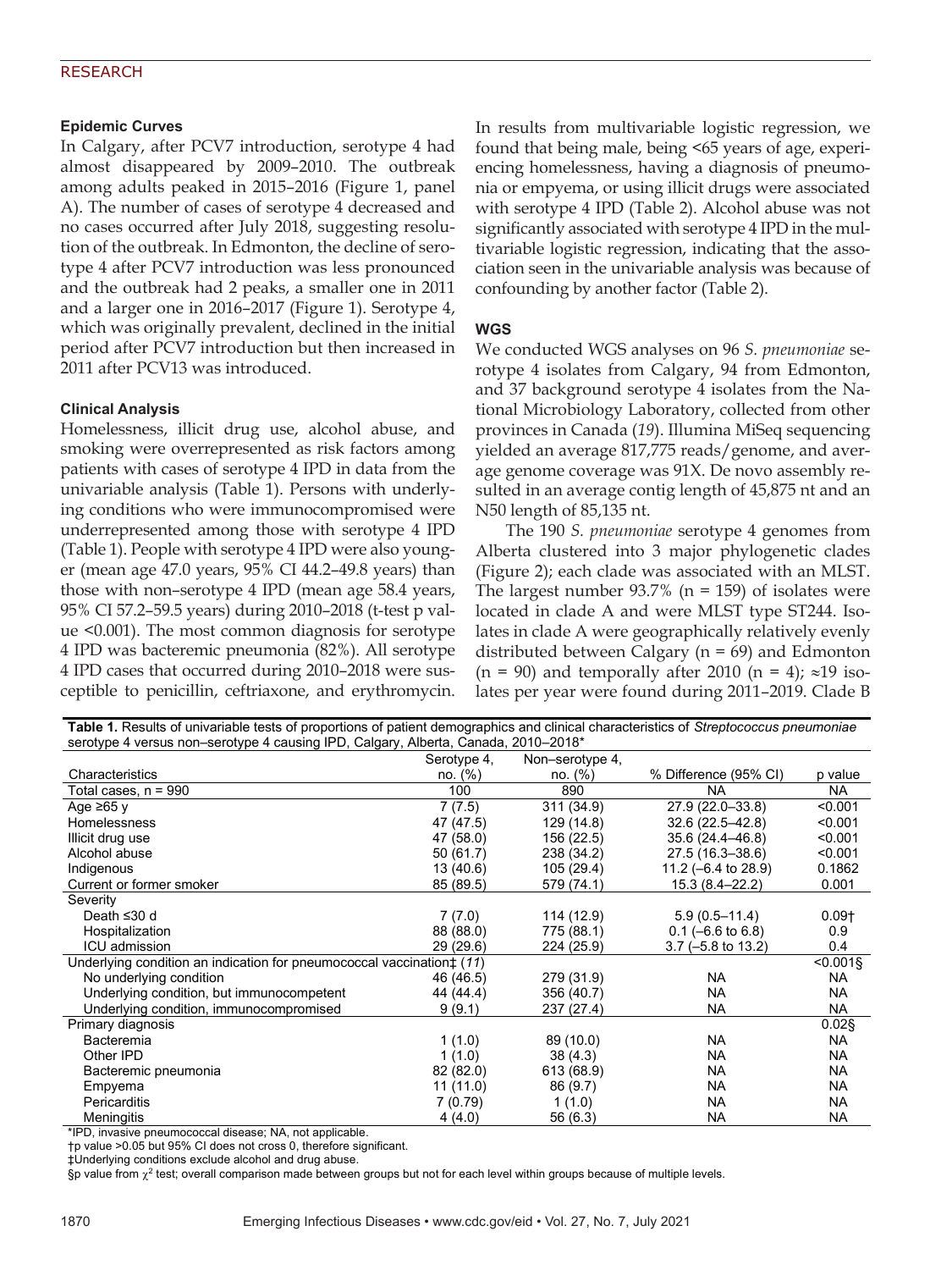### Epidemic Curves

In Calgary, after PCV7 introduction, serotype 4 had almost disappeared by 2009–2010. The outbreak among adults peaked in 2015–2016 (Figure 1, panel A). The number of cases of serotype 4 decreased and no cases occurred after July 2018, suggesting resolution of the outbreak. In Edmonton, the decline of serotype 4 after PCV7 introduction was less pronounced and the outbreak had 2 peaks, a smaller one in 2011 and a larger one in 2016–2017 (Figure 1). Serotype 4, which was originally prevalent, declined in the initial period after PCV7 introduction but then increased in 2011 after PCV13 was introduced.

### Clinical Analysis

Homelessness, illicit drug use, alcohol abuse, and smoking were overrepresented as risk factors among patients with cases of serotype 4 IPD in data from the univariable analysis (Table 1). Persons with underlying conditions who were immunocompromised were underrepresented among those with serotype 4 IPD (Table 1). People with serotype 4 IPD were also younger (mean age 47.0 years, 95% CI 44.2–49.8 years) than those with non–serotype 4 IPD (mean age 58.4 years, 95% CI 57.2–59.5 years) during 2010–2018 (t-test p value <0.001). The most common diagnosis for serotype 4 IPD was bacteremic pneumonia (82%). All serotype 4 IPD cases that occurred during 2010–2018 were susceptible to penicillin, ceftriaxone, and erythromycin.

In results from multivariable logistic regression, we found that being male, being <65 years of age, experiencing homelessness, having a diagnosis of pneumonia or empyema, or using illicit drugs were associated with serotype 4 IPD (Table 2). Alcohol abuse was not significantly associated with serotype 4 IPD in the multivariable logistic regression, indicating that the association seen in the univariable analysis was because of confounding by another factor (Table 2).

### WGS

We conducted WGS analyses on 96 *S. pneumoniae* serotype 4 isolates from Calgary, 94 from Edmonton, and 37 background serotype 4 isolates from the National Microbiology Laboratory, collected from other provinces in Canada (*19*). Illumina MiSeq sequencing yielded an average 817,775 reads/genome, and average genome coverage was 91X. De novo assembly resulted in an average contig length of 45,875 nt and an N50 length of 85,135 nt.

The 190 *S. pneumoniae* serotype 4 genomes from Alberta clustered into 3 major phylogenetic clades (Figure 2); each clade was associated with an MLST. The largest number 93.7% (n = 159) of isolates were located in clade A and were MLST type ST244. Isolates in clade A were geographically relatively evenly distributed between Calgary (n = 69) and Edmonton (n = 90) and temporally after 2010 (n = 4); ≈19 isolates per year were found during 2011–2019. Clade B

**Table 1.** Results of univariable tests of proportions of patient demographics and clinical characteristics of *Streptococcus pneumoniae* serotype 4 versus non–serotype 4 causing IPD, Calgary, Alberta, Canada, 2010–2018*

| Characteristics | Serotype 4, no. (%) | Non–serotype 4, no. (%) | % Difference (95% CI) | p value |
|---|---|---|---|---|
| Total cases, n = 990 | 100 | 890 | NA | NA |
| Age ≥65 y | 7 (7.5) | 311 (34.9) | 27.9 (22.0–33.8) | <0.001 |
| Homelessness | 47 (47.5) | 129 (14.8) | 32.6 (22.5–42.8) | <0.001 |
| Illicit drug use | 47 (58.0) | 156 (22.5) | 35.6 (24.4–46.8) | <0.001 |
| Alcohol abuse | 50 (61.7) | 238 (34.2) | 27.5 (16.3–38.6) | <0.001 |
| Indigenous | 13 (40.6) | 105 (29.4) | 11.2 (–6.4 to 28.9) | 0.1862 |
| Current or former smoker | 85 (89.5) | 579 (74.1) | 15.3 (8.4–22.2) | 0.001 |
| Severity | | | | |
| Death ≤30 d | 7 (7.0) | 114 (12.9) | 5.9 (0.5–11.4) | 0.09† |
| Hospitalization | 88 (88.0) | 775 (88.1) | 0.1 (–6.6 to 6.8) | 0.9 |
| ICU admission | 29 (29.6) | 224 (25.9) | 3.7 (–5.8 to 13.2) | 0.4 |
| Underlying condition an indication for pneumococcal vaccination‡ (*11*) | | | | <0.001§ |
| No underlying condition | 46 (46.5) | 279 (31.9) | NA | NA |
| Underlying condition, but immunocompetent | 44 (44.4) | 356 (40.7) | NA | NA |
| Underlying condition, immunocompromised | 9 (9.1) | 237 (27.4) | NA | NA |
| Primary diagnosis | | | | 0.02§ |
| Bacteremia | 1 (1.0) | 89 (10.0) | NA | NA |
| Other IPD | 1 (1.0) | 38 (4.3) | NA | NA |
| Bacteremic pneumonia | 82 (82.0) | 613 (68.9) | NA | NA |
| Empyema | 11 (11.0) | 86 (9.7) | NA | NA |
| Pericarditis | 7 (0.79) | 1 (1.0) | NA | NA |
| Meningitis | 4 (4.0) | 56 (6.3) | NA | NA |

*IPD, invasive pneumococcal disease; NA, not applicable.
†p value >0.05 but 95% CI does not cross 0, therefore significant.
‡Underlying conditions exclude alcohol and drug abuse.
§p value from $\chi^2$ test; overall comparison made between groups but not for each level within groups because of multiple levels.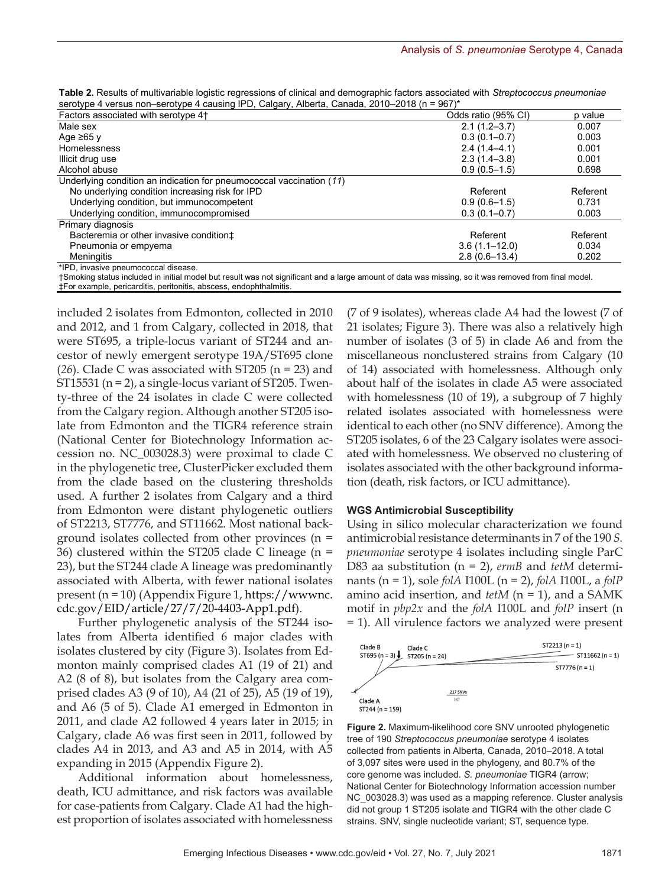**Table 2.** Results of multivariable logistic regressions of clinical and demographic factors associated with *Streptococcus pneumoniae* serotype 4 versus non–serotype 4 causing IPD, Calgary, Alberta, Canada, 2010–2018 (n = 967)*

| Factors associated with serotype 4† | Odds ratio (95% CI) | p value |
|---|---|---|
| Male sex | 2.1 (1.2–3.7) | 0.007 |
| Age ≥65 y | 0.3 (0.1–0.7) | 0.003 |
| Homelessness | 2.4 (1.4–4.1) | 0.001 |
| Illicit drug use | 2.3 (1.4–3.8) | 0.001 |
| Alcohol abuse | 0.9 (0.5–1.5) | 0.698 |
| Underlying condition an indication for pneumococcal vaccination (11) | | |
| No underlying condition increasing risk for IPD | Referent | Referent |
| Underlying condition, but immunocompetent | 0.9 (0.6–1.5) | 0.731 |
| Underlying condition, immunocompromised | 0.3 (0.1–0.7) | 0.003 |
| Primary diagnosis | | |
| Bacteremia or other invasive condition‡ | Referent | Referent |
| Pneumonia or empyema | 3.6 (1.1–12.0) | 0.034 |
| Meningitis | 2.8 (0.6–13.4) | 0.202 |

*IPD, invasive pneumococcal disease.
†Smoking status included in initial model but result was not significant and a large amount of data was missing, so it was removed from final model.
‡For example, pericarditis, peritonitis, abscess, endophthalmitis.

included 2 isolates from Edmonton, collected in 2010 and 2012, and 1 from Calgary, collected in 2018, that were ST695, a triple-locus variant of ST244 and ancestor of newly emergent serotype 19A/ST695 clone (26). Clade C was associated with ST205 (n = 23) and ST15531 (n = 2), a single-locus variant of ST205. Twenty-three of the 24 isolates in clade C were collected from the Calgary region. Although another ST205 isolate from Edmonton and the TIGR4 reference strain (National Center for Biotechnology Information accession no. NC_003028.3) were proximal to clade C in the phylogenetic tree, ClusterPicker excluded them from the clade based on the clustering thresholds used. A further 2 isolates from Calgary and a third from Edmonton were distant phylogenetic outliers of ST2213, ST7776, and ST11662. Most national background isolates collected from other provinces (n = 36) clustered within the ST205 clade C lineage (n = 23), but the ST244 clade A lineage was predominantly associated with Alberta, with fewer national isolates present (n = 10) (Appendix Figure 1, https://wwwnc.cdc.gov/EID/article/27/7/20-4403-App1.pdf).

Further phylogenetic analysis of the ST244 isolates from Alberta identified 6 major clades with isolates clustered by city (Figure 3). Isolates from Edmonton mainly comprised clades A1 (19 of 21) and A2 (8 of 8), but isolates from the Calgary area comprised clades A3 (9 of 10), A4 (21 of 25), A5 (19 of 19), and A6 (5 of 5). Clade A1 emerged in Edmonton in 2011, and clade A2 followed 4 years later in 2015; in Calgary, clade A6 was first seen in 2011, followed by clades A4 in 2013, and A3 and A5 in 2014, with A5 expanding in 2015 (Appendix Figure 2).

Additional information about homelessness, death, ICU admittance, and risk factors was available for case-patients from Calgary. Clade A1 had the highest proportion of isolates associated with homelessness (7 of 9 isolates), whereas clade A4 had the lowest (7 of 21 isolates; Figure 3). There was also a relatively high number of isolates (3 of 5) in clade A6 and from the miscellaneous nonclustered strains from Calgary (10 of 14) associated with homelessness. Although only about half of the isolates in clade A5 were associated with homelessness (10 of 19), a subgroup of 7 highly related isolates associated with homelessness were identical to each other (no SNV difference). Among the ST205 isolates, 6 of the 23 Calgary isolates were associated with homelessness. We observed no clustering of isolates associated with the other background information (death, risk factors, or ICU admittance).

#### WGS Antimicrobial Susceptibility

Using in silico molecular characterization we found antimicrobial resistance determinants in 7 of the 190 *S. pneumoniae* serotype 4 isolates including single ParC D83 aa substitution (n = 2), *ermB* and *tetM* determinants (n = 1), sole *folA* I100L (n = 2), *folA* I100L, a *folP* amino acid insertion, and *tetM* (n = 1), and a SAMK motif in *pbp2x* and the *folA* I100L and *folP* insert (n = 1). All virulence factors we analyzed were present

**Figure 2.** Maximum-likelihood core SNV unrooted phylogenetic tree of 190 *Streptococcus pneumoniae* serotype 4 isolates collected from patients in Alberta, Canada, 2010–2018. A total of 3,097 sites were used in the phylogeny, and 80.7% of the core genome was included. *S. pneumoniae* TIGR4 (arrow; National Center for Biotechnology Information accession number NC_003028.3) was used as a mapping reference. Cluster analysis did not group 1 ST205 isolate and TIGR4 with the other clade C strains. SNV, single nucleotide variant; ST, sequence type.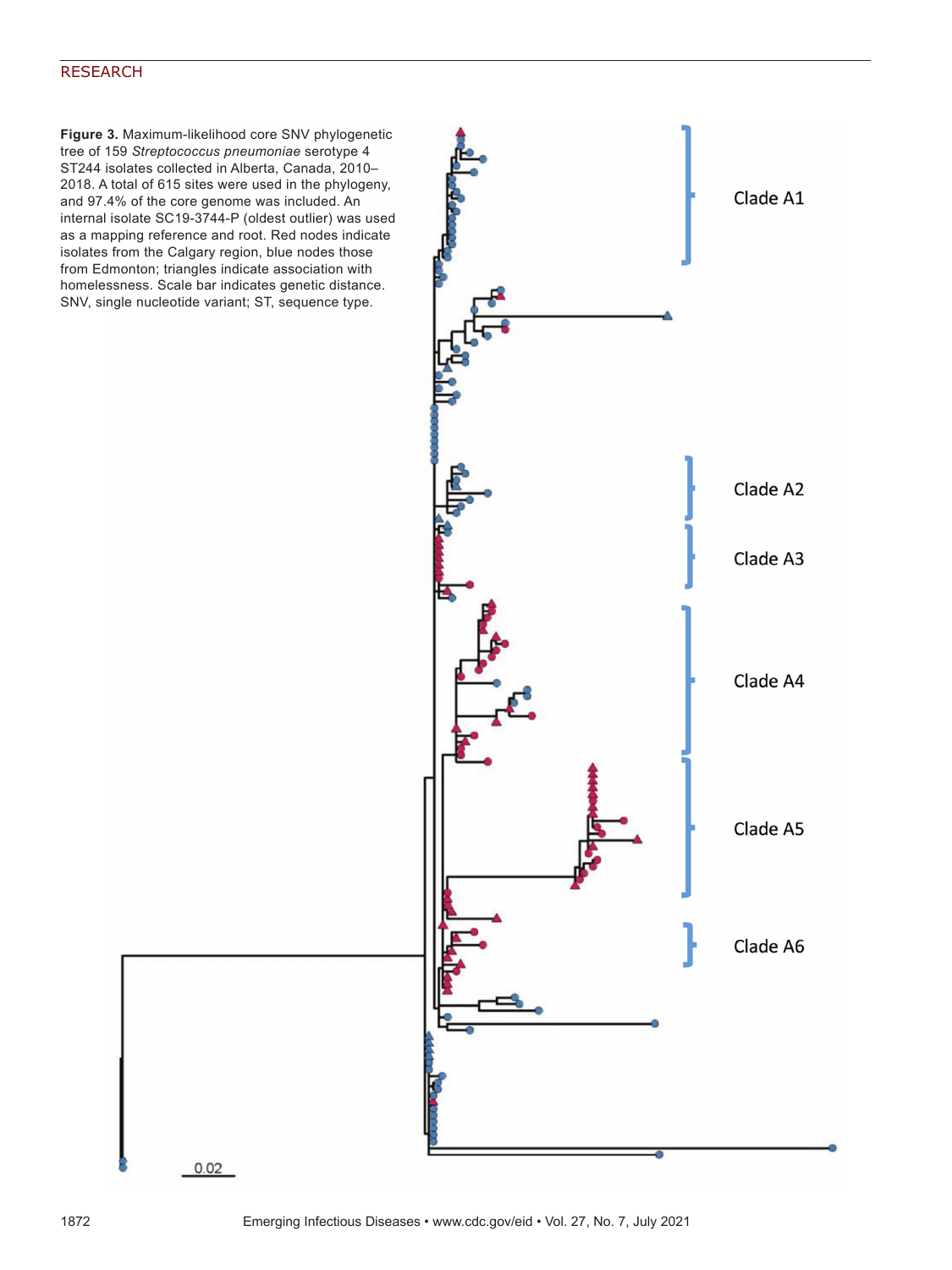**Figure 3.** Maximum-likelihood core SNV phylogenetic tree of 159 *Streptococcus pneumoniae* serotype 4 ST244 isolates collected in Alberta, Canada, 2010–2018. A total of 615 sites were used in the phylogeny, and 97.4% of the core genome was included. An internal isolate SC19-3744-P (oldest outlier) was used as a mapping reference and root. Red nodes indicate isolates from the Calgary region, blue nodes those from Edmonton; triangles indicate association with homelessness. Scale bar indicates genetic distance. SNV, single nucleotide variant; ST, sequence type.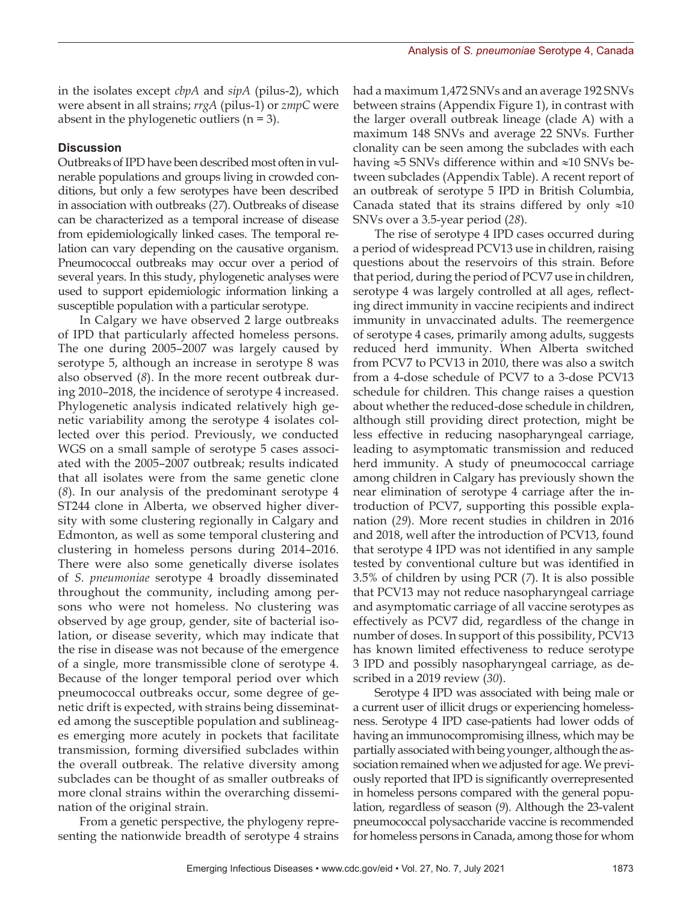in the isolates except *cbpA* and *sipA* (pilus-2), which were absent in all strains; *rrgA* (pilus-1) or *zmpC* were absent in the phylogenetic outliers (n = 3).

## Discussion

Outbreaks of IPD have been described most often in vulnerable populations and groups living in crowded conditions, but only a few serotypes have been described in association with outbreaks (*27*). Outbreaks of disease can be characterized as a temporal increase of disease from epidemiologically linked cases. The temporal relation can vary depending on the causative organism. Pneumococcal outbreaks may occur over a period of several years. In this study, phylogenetic analyses were used to support epidemiologic information linking a susceptible population with a particular serotype.

In Calgary we have observed 2 large outbreaks of IPD that particularly affected homeless persons. The one during 2005–2007 was largely caused by serotype 5, although an increase in serotype 8 was also observed (*8*). In the more recent outbreak during 2010–2018, the incidence of serotype 4 increased. Phylogenetic analysis indicated relatively high genetic variability among the serotype 4 isolates collected over this period. Previously, we conducted WGS on a small sample of serotype 5 cases associated with the 2005–2007 outbreak; results indicated that all isolates were from the same genetic clone (*8*). In our analysis of the predominant serotype 4 ST244 clone in Alberta, we observed higher diversity with some clustering regionally in Calgary and Edmonton, as well as some temporal clustering and clustering in homeless persons during 2014–2016. There were also some genetically diverse isolates of *S. pneumoniae* serotype 4 broadly disseminated throughout the community, including among persons who were not homeless. No clustering was observed by age group, gender, site of bacterial isolation, or disease severity, which may indicate that the rise in disease was not because of the emergence of a single, more transmissible clone of serotype 4. Because of the longer temporal period over which pneumococcal outbreaks occur, some degree of genetic drift is expected, with strains being disseminated among the susceptible population and sublineages emerging more acutely in pockets that facilitate transmission, forming diversified subclades within the overall outbreak. The relative diversity among subclades can be thought of as smaller outbreaks of more clonal strains within the overarching dissemination of the original strain.

From a genetic perspective, the phylogeny representing the nationwide breadth of serotype 4 strains had a maximum 1,472 SNVs and an average 192 SNVs between strains (Appendix Figure 1), in contrast with the larger overall outbreak lineage (clade A) with a maximum 148 SNVs and average 22 SNVs. Further clonality can be seen among the subclades with each having ≈5 SNVs difference within and ≈10 SNVs between subclades (Appendix Table). A recent report of an outbreak of serotype 5 IPD in British Columbia, Canada stated that its strains differed by only ≈10 SNVs over a 3.5-year period (*28*).

The rise of serotype 4 IPD cases occurred during a period of widespread PCV13 use in children, raising questions about the reservoirs of this strain. Before that period, during the period of PCV7 use in children, serotype 4 was largely controlled at all ages, reflecting direct immunity in vaccine recipients and indirect immunity in unvaccinated adults. The reemergence of serotype 4 cases, primarily among adults, suggests reduced herd immunity. When Alberta switched from PCV7 to PCV13 in 2010, there was also a switch from a 4-dose schedule of PCV7 to a 3-dose PCV13 schedule for children. This change raises a question about whether the reduced-dose schedule in children, although still providing direct protection, might be less effective in reducing nasopharyngeal carriage, leading to asymptomatic transmission and reduced herd immunity. A study of pneumococcal carriage among children in Calgary has previously shown the near elimination of serotype 4 carriage after the introduction of PCV7, supporting this possible explanation (*29*). More recent studies in children in 2016 and 2018, well after the introduction of PCV13, found that serotype 4 IPD was not identified in any sample tested by conventional culture but was identified in 3.5% of children by using PCR (*7*). It is also possible that PCV13 may not reduce nasopharyngeal carriage and asymptomatic carriage of all vaccine serotypes as effectively as PCV7 did, regardless of the change in number of doses. In support of this possibility, PCV13 has known limited effectiveness to reduce serotype 3 IPD and possibly nasopharyngeal carriage, as described in a 2019 review (*30*).

Serotype 4 IPD was associated with being male or a current user of illicit drugs or experiencing homelessness. Serotype 4 IPD case-patients had lower odds of having an immunocompromising illness, which may be partially associated with being younger, although the association remained when we adjusted for age. We previously reported that IPD is significantly overrepresented in homeless persons compared with the general population, regardless of season (*9*). Although the 23-valent pneumococcal polysaccharide vaccine is recommended for homeless persons in Canada, among those for whom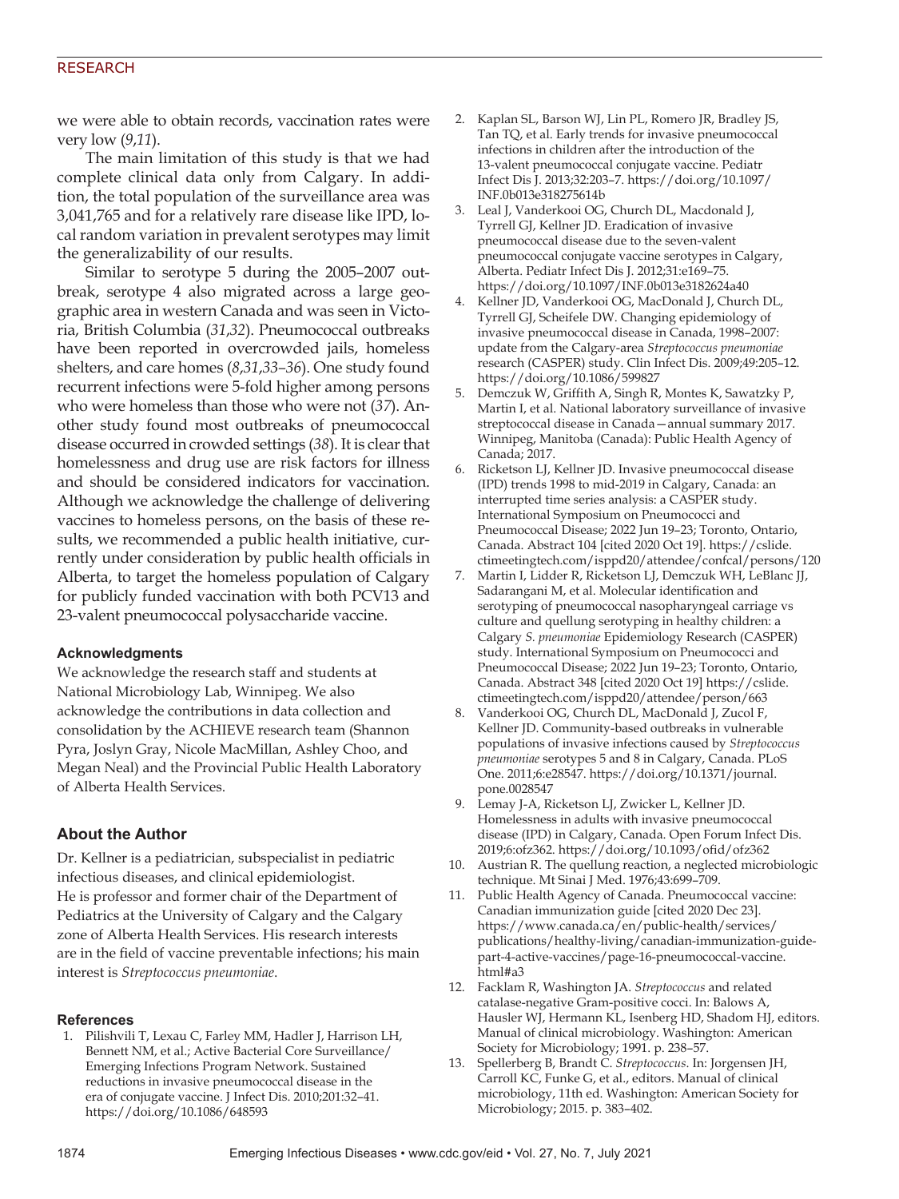we were able to obtain records, vaccination rates were very low (*9*,*11*).

The main limitation of this study is that we had complete clinical data only from Calgary. In addition, the total population of the surveillance area was 3,041,765 and for a relatively rare disease like IPD, local random variation in prevalent serotypes may limit the generalizability of our results.

Similar to serotype 5 during the 2005–2007 outbreak, serotype 4 also migrated across a large geographic area in western Canada and was seen in Victoria, British Columbia (*31*,*32*). Pneumococcal outbreaks have been reported in overcrowded jails, homeless shelters, and care homes (*8*,*31*,*33*–*36*). One study found recurrent infections were 5-fold higher among persons who were homeless than those who were not (*37*). Another study found most outbreaks of pneumococcal disease occurred in crowded settings (*38*). It is clear that homelessness and drug use are risk factors for illness and should be considered indicators for vaccination. Although we acknowledge the challenge of delivering vaccines to homeless persons, on the basis of these results, we recommended a public health initiative, currently under consideration by public health officials in Alberta, to target the homeless population of Calgary for publicly funded vaccination with both PCV13 and 23-valent pneumococcal polysaccharide vaccine.

#### Acknowledgments

We acknowledge the research staff and students at National Microbiology Lab, Winnipeg. We also acknowledge the contributions in data collection and consolidation by the ACHIEVE research team (Shannon Pyra, Joslyn Gray, Nicole MacMillan, Ashley Choo, and Megan Neal) and the Provincial Public Health Laboratory of Alberta Health Services.

### About the Author

Dr. Kellner is a pediatrician, subspecialist in pediatric infectious diseases, and clinical epidemiologist. He is professor and former chair of the Department of Pediatrics at the University of Calgary and the Calgary zone of Alberta Health Services. His research interests are in the field of vaccine preventable infections; his main interest is *Streptococcus pneumoniae*.

#### References

1. Pilishvili T, Lexau C, Farley MM, Hadler J, Harrison LH, Bennett NM, et al.; Active Bacterial Core Surveillance/Emerging Infections Program Network. Sustained reductions in invasive pneumococcal disease in the era of conjugate vaccine. J Infect Dis. 2010;201:32–41. https://doi.org/10.1086/648593
2. Kaplan SL, Barson WJ, Lin PL, Romero JR, Bradley JS, Tan TQ, et al. Early trends for invasive pneumococcal infections in children after the introduction of the 13-valent pneumococcal conjugate vaccine. Pediatr Infect Dis J. 2013;32:203–7. https://doi.org/10.1097/INF.0b013e318275614b
3. Leal J, Vanderkooi OG, Church DL, Macdonald J, Tyrrell GJ, Kellner JD. Eradication of invasive pneumococcal disease due to the seven-valent pneumococcal conjugate vaccine serotypes in Calgary, Alberta. Pediatr Infect Dis J. 2012;31:e169–75. https://doi.org/10.1097/INF.0b013e3182624a40
4. Kellner JD, Vanderkooi OG, MacDonald J, Church DL, Tyrrell GJ, Scheifele DW. Changing epidemiology of invasive pneumococcal disease in Canada, 1998–2007: update from the Calgary-area *Streptococcus pneumoniae* research (CASPER) study. Clin Infect Dis. 2009;49:205–12. https://doi.org/10.1086/599827
5. Demczuk W, Griffith A, Singh R, Montes K, Sawatzky P, Martin I, et al. National laboratory surveillance of invasive streptococcal disease in Canada—annual summary 2017. Winnipeg, Manitoba (Canada): Public Health Agency of Canada; 2017.
6. Ricketson LJ, Kellner JD. Invasive pneumococcal disease (IPD) trends 1998 to mid-2019 in Calgary, Canada: an interrupted time series analysis: a CASPER study. International Symposium on Pneumococci and Pneumococcal Disease; 2022 Jun 19–23; Toronto, Ontario, Canada. Abstract 104 [cited 2020 Oct 19]. https://cslide.ctimeetingtech.com/isppd20/attendee/confcal/persons/120
7. Martin I, Lidder R, Ricketson LJ, Demczuk WH, LeBlanc JJ, Sadarangani M, et al. Molecular identification and serotyping of pneumococcal nasopharyngeal carriage vs culture and quellung serotyping in healthy children: a Calgary *S. pneumoniae* Epidemiology Research (CASPER) study. International Symposium on Pneumococci and Pneumococcal Disease; 2022 Jun 19–23; Toronto, Ontario, Canada. Abstract 348 [cited 2020 Oct 19] https://cslide.ctimeetingtech.com/isppd20/attendee/person/663
8. Vanderkooi OG, Church DL, MacDonald J, Zucol F, Kellner JD. Community-based outbreaks in vulnerable populations of invasive infections caused by *Streptococcus pneumoniae* serotypes 5 and 8 in Calgary, Canada. PLoS One. 2011;6:e28547. https://doi.org/10.1371/journal.pone.0028547
9. Lemay J-A, Ricketson LJ, Zwicker L, Kellner JD. Homelessness in adults with invasive pneumococcal disease (IPD) in Calgary, Canada. Open Forum Infect Dis. 2019;6:ofz362. https://doi.org/10.1093/ofid/ofz362
10. Austrian R. The quellung reaction, a neglected microbiologic technique. Mt Sinai J Med. 1976;43:699–709.
11. Public Health Agency of Canada. Pneumococcal vaccine: Canadian immunization guide [cited 2020 Dec 23]. https://www.canada.ca/en/public-health/services/publications/healthy-living/canadian-immunization-guide-part-4-active-vaccines/page-16-pneumococcal-vaccine.html#a3
12. Facklam R, Washington JA. *Streptococcus* and related catalase-negative Gram-positive cocci. In: Balows A, Hausler WJ, Hermann KL, Isenberg HD, Shadom HJ, editors. Manual of clinical microbiology. Washington: American Society for Microbiology; 1991. p. 238–57.
13. Spellerberg B, Brandt C. *Streptococcus*. In: Jorgensen JH, Carroll KC, Funke G, et al., editors. Manual of clinical microbiology, 11th ed. Washington: American Society for Microbiology; 2015. p. 383–402.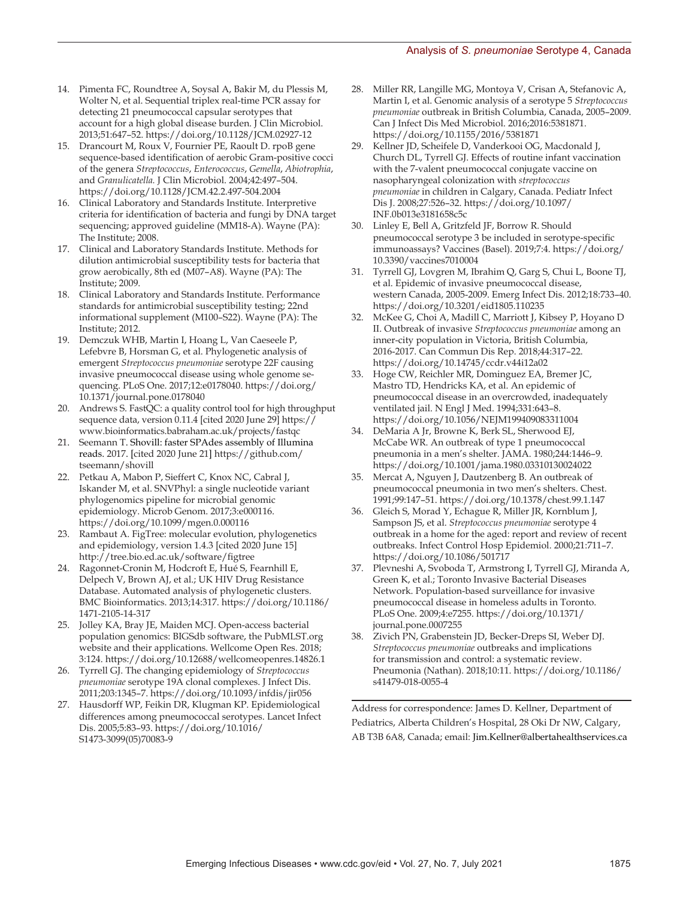14. Pimenta FC, Roundtree A, Soysal A, Bakir M, du Plessis M, Wolter N, et al. Sequential triplex real-time PCR assay for detecting 21 pneumococcal capsular serotypes that account for a high global disease burden. J Clin Microbiol. 2013;51:647–52. https://doi.org/10.1128/JCM.02927-12
15. Drancourt M, Roux V, Fournier PE, Raoult D. rpoB gene sequence-based identification of aerobic Gram-positive cocci of the genera *Streptococcus*, *Enterococcus*, *Gemella*, *Abiotrophia*, and *Granulicatella.* J Clin Microbiol. 2004;42:497–504. https://doi.org/10.1128/JCM.42.2.497-504.2004
16. Clinical Laboratory and Standards Institute. Interpretive criteria for identification of bacteria and fungi by DNA target sequencing; approved guideline (MM18-A). Wayne (PA): The Institute; 2008.
17. Clinical and Laboratory Standards Institute. Methods for dilution antimicrobial susceptibility tests for bacteria that grow aerobically, 8th ed (M07–A8). Wayne (PA): The Institute; 2009.
18. Clinical Laboratory and Standards Institute. Performance standards for antimicrobial susceptibility testing; 22nd informational supplement (M100–S22). Wayne (PA): The Institute; 2012.
19. Demczuk WHB, Martin I, Hoang L, Van Caeseele P, Lefebvre B, Horsman G, et al. Phylogenetic analysis of emergent *Streptococcus pneumoniae* serotype 22F causing invasive pneumococcal disease using whole genome sequencing. PLoS One. 2017;12:e0178040. https://doi.org/10.1371/journal.pone.0178040
20. Andrews S. FastQC: a quality control tool for high throughput sequence data, version 0.11.4 [cited 2020 June 29] https://www.bioinformatics.babraham.ac.uk/projects/fastqc
21. Seemann T. Shovill: faster SPAdes assembly of Illumina reads. 2017. [cited 2020 June 21] https://github.com/tseemann/shovill
22. Petkau A, Mabon P, Sieffert C, Knox NC, Cabral J, Iskander M, et al. SNVPhyl: a single nucleotide variant phylogenomics pipeline for microbial genomic epidemiology. Microb Genom. 2017;3:e000116. https://doi.org/10.1099/mgen.0.000116
23. Rambaut A. FigTree: molecular evolution, phylogenetics and epidemiology, version 1.4.3 [cited 2020 June 15] http://tree.bio.ed.ac.uk/software/figtree
24. Ragonnet-Cronin M, Hodcroft E, Hué S, Fearnhill E, Delpech V, Brown AJ, et al.; UK HIV Drug Resistance Database. Automated analysis of phylogenetic clusters. BMC Bioinformatics. 2013;14:317. https://doi.org/10.1186/1471-2105-14-317
25. Jolley KA, Bray JE, Maiden MCJ. Open-access bacterial population genomics: BIGSdb software, the PubMLST.org website and their applications. Wellcome Open Res. 2018; 3:124. https://doi.org/10.12688/wellcomeopenres.14826.1
26. Tyrrell GJ. The changing epidemiology of *Streptococcus pneumoniae* serotype 19A clonal complexes. J Infect Dis. 2011;203:1345–7. https://doi.org/10.1093/infdis/jir056
27. Hausdorff WP, Feikin DR, Klugman KP. Epidemiological differences among pneumococcal serotypes. Lancet Infect Dis. 2005;5:83–93. https://doi.org/10.1016/S1473-3099(05)70083-9
28. Miller RR, Langille MG, Montoya V, Crisan A, Stefanovic A, Martin I, et al. Genomic analysis of a serotype 5 *Streptococcus pneumoniae* outbreak in British Columbia, Canada, 2005–2009. Can J Infect Dis Med Microbiol. 2016;2016:5381871. https://doi.org/10.1155/2016/5381871
29. Kellner JD, Scheifele D, Vanderkooi OG, Macdonald J, Church DL, Tyrrell GJ. Effects of routine infant vaccination with the 7-valent pneumococcal conjugate vaccine on nasopharyngeal colonization with *streptococcus pneumoniae* in children in Calgary, Canada. Pediatr Infect Dis J. 2008;27:526–32. https://doi.org/10.1097/INF.0b013e3181658c5c
30. Linley E, Bell A, Gritzfeld JF, Borrow R. Should pneumococcal serotype 3 be included in serotype-specific immunoassays? Vaccines (Basel). 2019;7:4. https://doi.org/10.3390/vaccines7010004
31. Tyrrell GJ, Lovgren M, Ibrahim Q, Garg S, Chui L, Boone TJ, et al. Epidemic of invasive pneumococcal disease, western Canada, 2005-2009. Emerg Infect Dis. 2012;18:733–40. https://doi.org/10.3201/eid1805.110235
32. McKee G, Choi A, Madill C, Marriott J, Kibsey P, Hoyano D II. Outbreak of invasive *Streptococcus pneumoniae* among an inner-city population in Victoria, British Columbia, 2016-2017. Can Commun Dis Rep. 2018;44:317–22. https://doi.org/10.14745/ccdr.v44i12a02
33. Hoge CW, Reichler MR, Dominguez EA, Bremer JC, Mastro TD, Hendricks KA, et al. An epidemic of pneumococcal disease in an overcrowded, inadequately ventilated jail. N Engl J Med. 1994;331:643–8. https://doi.org/10.1056/NEJM199409083311004
34. DeMaria A Jr, Browne K, Berk SL, Sherwood EJ, McCabe WR. An outbreak of type 1 pneumococcal pneumonia in a men's shelter. JAMA. 1980;244:1446–9. https://doi.org/10.1001/jama.1980.03310130024022
35. Mercat A, Nguyen J, Dautzenberg B. An outbreak of pneumococcal pneumonia in two men's shelters. Chest. 1991;99:147–51. https://doi.org/10.1378/chest.99.1.147
36. Gleich S, Morad Y, Echague R, Miller JR, Kornblum J, Sampson JS, et al. *Streptococcus pneumoniae* serotype 4 outbreak in a home for the aged: report and review of recent outbreaks. Infect Control Hosp Epidemiol. 2000;21:711–7. https://doi.org/10.1086/501717
37. Plevneshi A, Svoboda T, Armstrong I, Tyrrell GJ, Miranda A, Green K, et al.; Toronto Invasive Bacterial Diseases Network. Population-based surveillance for invasive pneumococcal disease in homeless adults in Toronto. PLoS One. 2009;4:e7255. https://doi.org/10.1371/journal.pone.0007255
38. Zivich PN, Grabenstein JD, Becker-Dreps SI, Weber DJ. *Streptococcus pneumoniae* outbreaks and implications for transmission and control: a systematic review. Pneumonia (Nathan). 2018;10:11. https://doi.org/10.1186/s41479-018-0055-4

Address for correspondence: James D. Kellner, Department of Pediatrics, Alberta Children's Hospital, 28 Oki Dr NW, Calgary, AB T3B 6A8, Canada; email: Jim.Kellner@albertahealthservices.ca